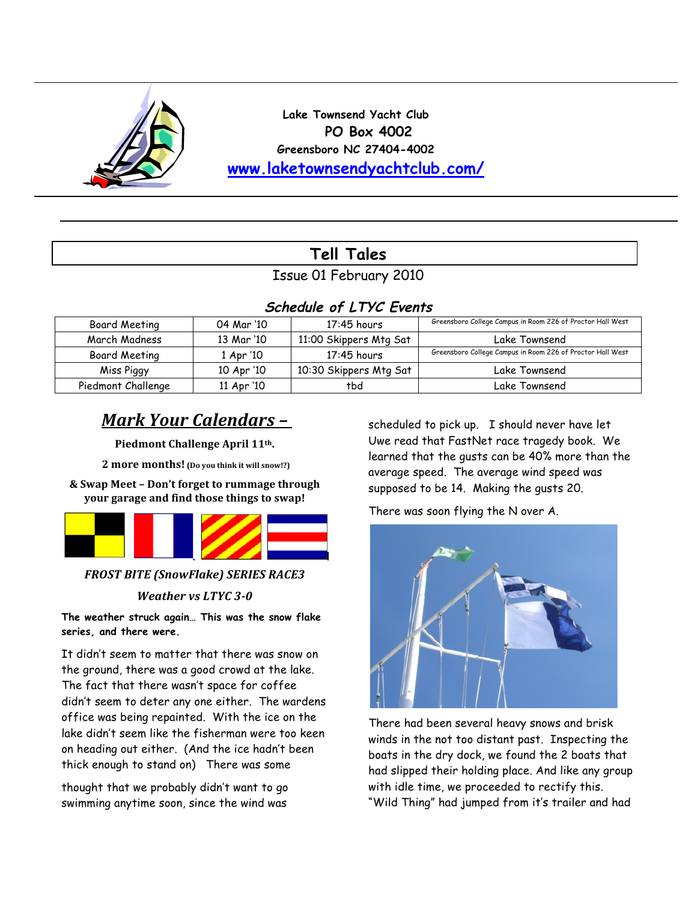Lake Townsend Yacht Club
PO Box 4002
Greensboro NC 27404-4002
www.laketownsendyachtclub.com/

# Tell Tales

Issue 01 February 2010

## Schedule of LTYC Events

| | | | |
|---|---|---|---|
| Board Meeting | 04 Mar '10 | 17:45 hours | Greensboro College Campus in Room 226 of Proctor Hall West |
| March Madness | 13 Mar '10 | 11:00 Skippers Mtg Sat | Lake Townsend |
| Board Meeting | 1 Apr '10 | 17:45 hours | Greensboro College Campus in Room 226 of Proctor Hall West |
| Miss Piggy | 10 Apr '10 | 10:30 Skippers Mtg Sat | Lake Townsend |
| Piedmont Challenge | 11 Apr '10 | tbd | Lake Townsend |

## *Mark Your Calendars –*

**Piedmont Challenge April 11th.**

**2 more months! (Do you think it will snow!?)**

**& Swap Meet – Don't forget to rummage through your garage and find those things to swap!**

### *FROST BITE (SnowFlake) SERIES RACE3*

### *Weather vs LTYC 3-0*

**The weather struck again… This was the snow flake series, and there were.**

It didn't seem to matter that there was snow on the ground, there was a good crowd at the lake. The fact that there wasn't space for coffee didn't seem to deter any one either. The wardens office was being repainted. With the ice on the lake didn't seem like the fisherman were too keen on heading out either. (And the ice hadn't been thick enough to stand on) There was some

thought that we probably didn't want to go swimming anytime soon, since the wind was scheduled to pick up. I should never have let Uwe read that FastNet race tragedy book. We learned that the gusts can be 40% more than the average speed. The average wind speed was supposed to be 14. Making the gusts 20.

There was soon flying the N over A.

There had been several heavy snows and brisk winds in the not too distant past. Inspecting the boats in the dry dock, we found the 2 boats that had slipped their holding place. And like any group with idle time, we proceeded to rectify this. "Wild Thing" had jumped from it's trailer and had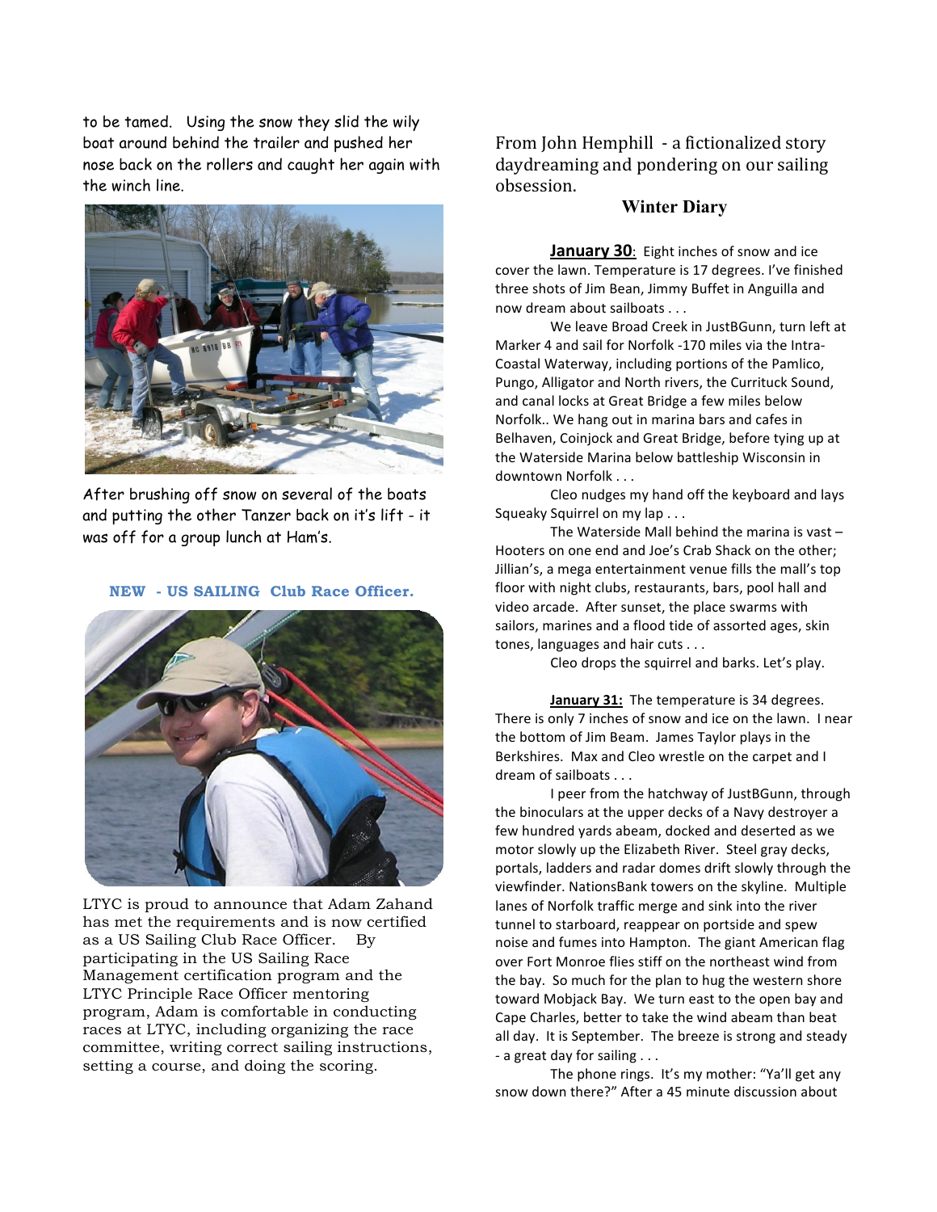to be tamed. Using the snow they slid the wily boat around behind the trailer and pushed her nose back on the rollers and caught her again with the winch line.

After brushing off snow on several of the boats and putting the other Tanzer back on it's lift - it was off for a group lunch at Ham's.

### NEW - US SAILING Club Race Officer.

LTYC is proud to announce that Adam Zahand has met the requirements and is now certified as a US Sailing Club Race Officer. By participating in the US Sailing Race Management certification program and the LTYC Principle Race Officer mentoring program, Adam is comfortable in conducting races at LTYC, including organizing the race committee, writing correct sailing instructions, setting a course, and doing the scoring.

From John Hemphill - a fictionalized story daydreaming and pondering on our sailing obsession.

## Winter Diary

**January 30**: Eight inches of snow and ice cover the lawn. Temperature is 17 degrees. I've finished three shots of Jim Bean, Jimmy Buffet in Anguilla and now dream about sailboats . . .

We leave Broad Creek in JustBGunn, turn left at Marker 4 and sail for Norfolk -170 miles via the Intra-Coastal Waterway, including portions of the Pamlico, Pungo, Alligator and North rivers, the Currituck Sound, and canal locks at Great Bridge a few miles below Norfolk.. We hang out in marina bars and cafes in Belhaven, Coinjock and Great Bridge, before tying up at the Waterside Marina below battleship Wisconsin in downtown Norfolk . . .

Cleo nudges my hand off the keyboard and lays Squeaky Squirrel on my lap . . .

The Waterside Mall behind the marina is vast – Hooters on one end and Joe's Crab Shack on the other; Jillian's, a mega entertainment venue fills the mall's top floor with night clubs, restaurants, bars, pool hall and video arcade. After sunset, the place swarms with sailors, marines and a flood tide of assorted ages, skin tones, languages and hair cuts . . .

Cleo drops the squirrel and barks. Let's play.

**January 31:** The temperature is 34 degrees. There is only 7 inches of snow and ice on the lawn. I near the bottom of Jim Beam. James Taylor plays in the Berkshires. Max and Cleo wrestle on the carpet and I dream of sailboats . . .

I peer from the hatchway of JustBGunn, through the binoculars at the upper decks of a Navy destroyer a few hundred yards abeam, docked and deserted as we motor slowly up the Elizabeth River. Steel gray decks, portals, ladders and radar domes drift slowly through the viewfinder. NationsBank towers on the skyline. Multiple lanes of Norfolk traffic merge and sink into the river tunnel to starboard, reappear on portside and spew noise and fumes into Hampton. The giant American flag over Fort Monroe flies stiff on the northeast wind from the bay. So much for the plan to hug the western shore toward Mobjack Bay. We turn east to the open bay and Cape Charles, better to take the wind abeam than beat all day. It is September. The breeze is strong and steady - a great day for sailing . . .

The phone rings. It's my mother: "Ya'll get any snow down there?" After a 45 minute discussion about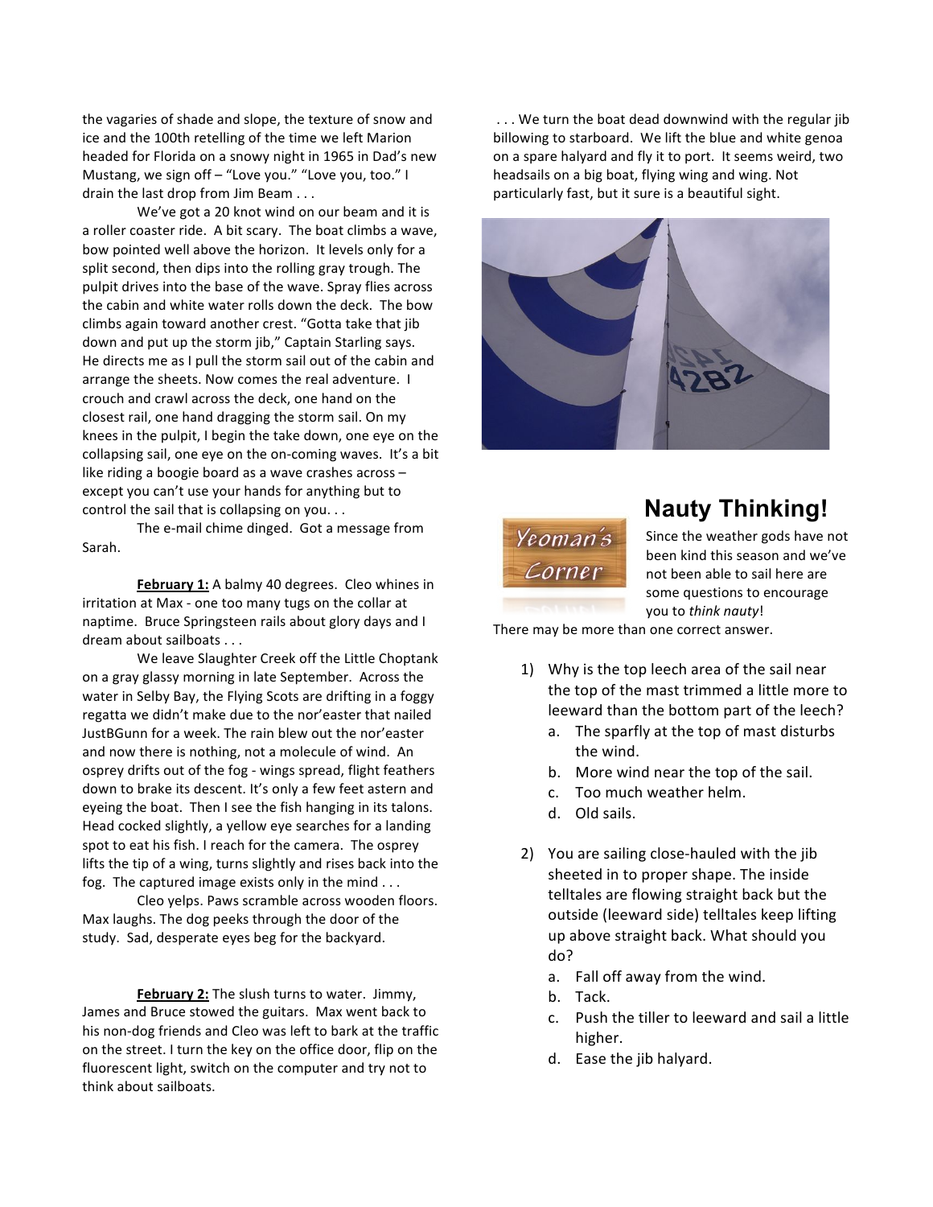the vagaries of shade and slope, the texture of snow and ice and the 100th retelling of the time we left Marion headed for Florida on a snowy night in 1965 in Dad's new Mustang, we sign off – "Love you." "Love you, too." I drain the last drop from Jim Beam . . .

We've got a 20 knot wind on our beam and it is a roller coaster ride. A bit scary. The boat climbs a wave, bow pointed well above the horizon. It levels only for a split second, then dips into the rolling gray trough. The pulpit drives into the base of the wave. Spray flies across the cabin and white water rolls down the deck. The bow climbs again toward another crest. "Gotta take that jib down and put up the storm jib," Captain Starling says. He directs me as I pull the storm sail out of the cabin and arrange the sheets. Now comes the real adventure. I crouch and crawl across the deck, one hand on the closest rail, one hand dragging the storm sail. On my knees in the pulpit, I begin the take down, one eye on the collapsing sail, one eye on the on-coming waves. It's a bit like riding a boogie board as a wave crashes across – except you can't use your hands for anything but to control the sail that is collapsing on you. . .

The e-mail chime dinged. Got a message from Sarah.

**February 1:** A balmy 40 degrees. Cleo whines in irritation at Max - one too many tugs on the collar at naptime. Bruce Springsteen rails about glory days and I dream about sailboats . . .

We leave Slaughter Creek off the Little Choptank on a gray glassy morning in late September. Across the water in Selby Bay, the Flying Scots are drifting in a foggy regatta we didn't make due to the nor'easter that nailed JustBGunn for a week. The rain blew out the nor'easter and now there is nothing, not a molecule of wind. An osprey drifts out of the fog - wings spread, flight feathers down to brake its descent. It's only a few feet astern and eyeing the boat. Then I see the fish hanging in its talons. Head cocked slightly, a yellow eye searches for a landing spot to eat his fish. I reach for the camera. The osprey lifts the tip of a wing, turns slightly and rises back into the fog. The captured image exists only in the mind . . .

Cleo yelps. Paws scramble across wooden floors. Max laughs. The dog peeks through the door of the study. Sad, desperate eyes beg for the backyard.

**February 2:** The slush turns to water. Jimmy, James and Bruce stowed the guitars. Max went back to his non-dog friends and Cleo was left to bark at the traffic on the street. I turn the key on the office door, flip on the fluorescent light, switch on the computer and try not to think about sailboats.

. . . We turn the boat dead downwind with the regular jib billowing to starboard. We lift the blue and white genoa on a spare halyard and fly it to port. It seems weird, two headsails on a big boat, flying wing and wing. Not particularly fast, but it sure is a beautiful sight.

## Nauty Thinking!

Yeoman's Corner

Since the weather gods have not been kind this season and we've not been able to sail here are some questions to encourage you to *think nauty*!

There may be more than one correct answer.

1) Why is the top leech area of the sail near the top of the mast trimmed a little more to leeward than the bottom part of the leech?
   a. The sparfly at the top of mast disturbs the wind.
   b. More wind near the top of the sail.
   c. Too much weather helm.
   d. Old sails.

2) You are sailing close-hauled with the jib sheeted in to proper shape. The inside telltales are flowing straight back but the outside (leeward side) telltales keep lifting up above straight back. What should you do?
   a. Fall off away from the wind.
   b. Tack.
   c. Push the tiller to leeward and sail a little higher.
   d. Ease the jib halyard.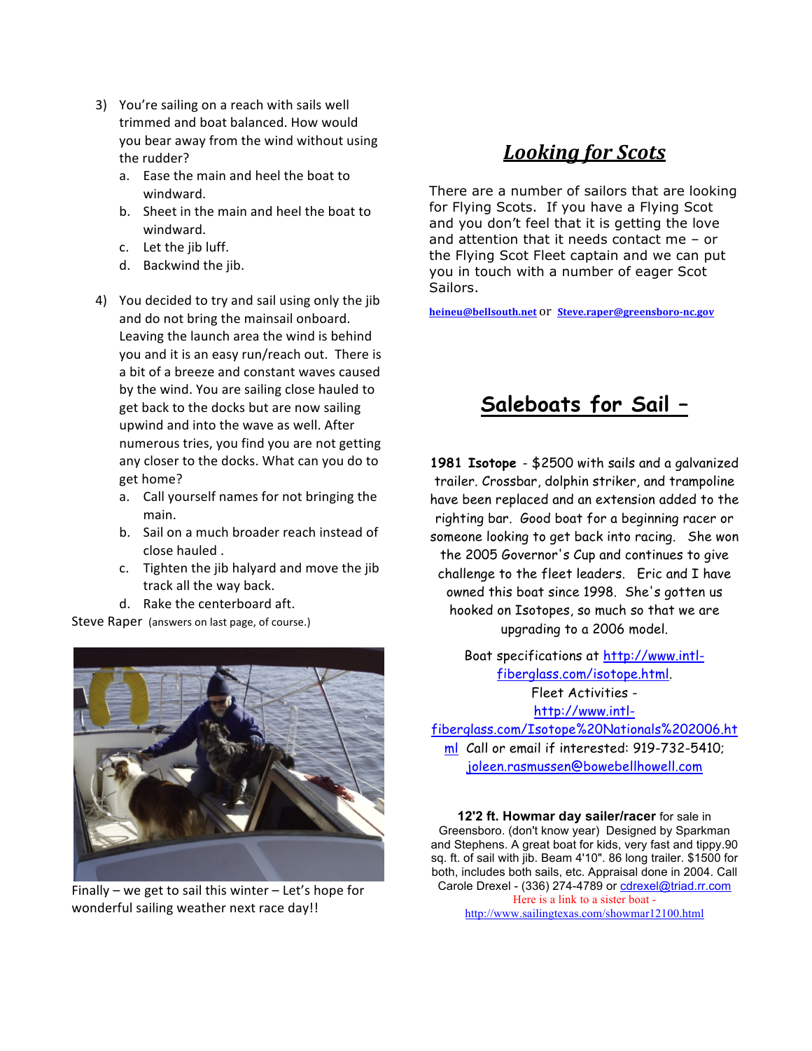3) You're sailing on a reach with sails well trimmed and boat balanced. How would you bear away from the wind without using the rudder?
   a. Ease the main and heel the boat to windward.
   b. Sheet in the main and heel the boat to windward.
   c. Let the jib luff.
   d. Backwind the jib.

4) You decided to try and sail using only the jib and do not bring the mainsail onboard. Leaving the launch area the wind is behind you and it is an easy run/reach out. There is a bit of a breeze and constant waves caused by the wind. You are sailing close hauled to get back to the docks but are now sailing upwind and into the wave as well. After numerous tries, you find you are not getting any closer to the docks. What can you do to get home?
   a. Call yourself names for not bringing the main.
   b. Sail on a much broader reach instead of close hauled .
   c. Tighten the jib halyard and move the jib track all the way back.
   d. Rake the centerboard aft.

Steve Raper (answers on last page, of course.)

Finally – we get to sail this winter – Let's hope for wonderful sailing weather next race day!!

## *Looking for Scots*

There are a number of sailors that are looking for Flying Scots. If you have a Flying Scot and you don't feel that it is getting the love and attention that it needs contact me – or the Flying Scot Fleet captain and we can put you in touch with a number of eager Scot Sailors.

heineu@bellsouth.net or Steve.raper@greensboro-nc.gov

## Saleboats for Sail –

**1981 Isotope** - $2500 with sails and a galvanized trailer. Crossbar, dolphin striker, and trampoline have been replaced and an extension added to the righting bar. Good boat for a beginning racer or someone looking to get back into racing. She won the 2005 Governor's Cup and continues to give challenge to the fleet leaders. Eric and I have owned this boat since 1998. She's gotten us hooked on Isotopes, so much so that we are upgrading to a 2006 model.

Boat specifications at http://www.intl-fiberglass.com/isotope.html.
Fleet Activities - http://www.intl-fiberglass.com/Isotope%20Nationals%202006.html Call or email if interested: 919-732-5410; joleen.rasmussen@bowebellhowell.com

**12'2 ft. Howmar day sailer/racer** for sale in Greensboro. (don't know year) Designed by Sparkman and Stephens. A great boat for kids, very fast and tippy.90 sq. ft. of sail with jib. Beam 4'10". 86 long trailer. $1500 for both, includes both sails, etc. Appraisal done in 2004. Call Carole Drexel - (336) 274-4789 or cdrexel@triad.rr.com
Here is a link to a sister boat - http://www.sailingtexas.com/showmar12100.html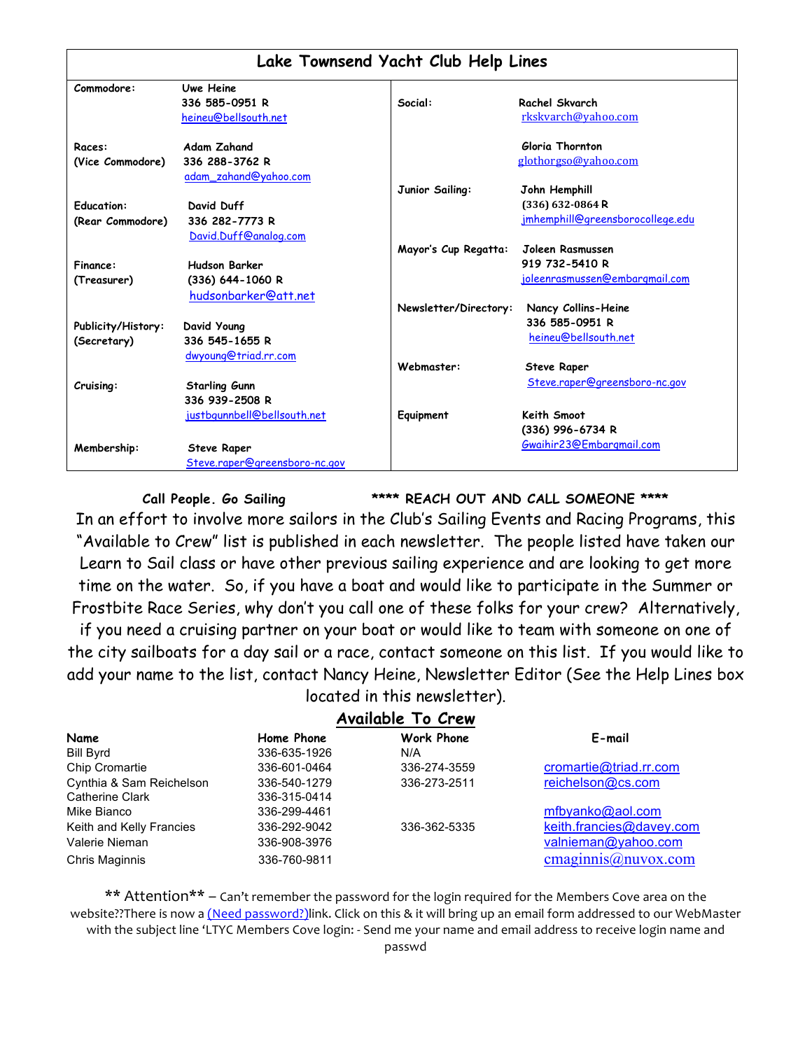## Lake Townsend Yacht Club Help Lines

| Role | Contact |
|---|---|
| Commodore: | Uwe Heine<br>336 585-0951 R<br>heineu@bellsouth.net |
| Races:<br>(Vice Commodore) | Adam Zahand<br>336 288-3762 R<br>adam_zahand@yahoo.com |
| Education:<br>(Rear Commodore) | David Duff<br>336 282-7773 R<br>David.Duff@analog.com |
| Finance:<br>(Treasurer) | Hudson Barker<br>(336) 644-1060 R<br>hudsonbarker@att.net |
| Publicity/History:<br>(Secretary) | David Young<br>336 545-1655 R<br>dwyoung@triad.rr.com |
| Cruising: | Starling Gunn<br>336 939-2508 R<br>justbgunnbell@bellsouth.net |
| Membership: | Steve Raper<br>Steve.raper@greensboro-nc.gov |
| Social: | Rachel Skvarch<br>rkskvarch@yahoo.com<br><br>Gloria Thornton<br>glothorgso@yahoo.com |
| Junior Sailing: | John Hemphill<br>(336) 632-0864 R<br>jmhemphill@greensborocollege.edu |
| Mayor's Cup Regatta: | Joleen Rasmussen<br>919 732-5410 R<br>joleenrasmussen@embarqmail.com |
| Newsletter/Directory: | Nancy Collins-Heine<br>336 585-0951 R<br>heineu@bellsouth.net |
| Webmaster: | Steve Raper<br>Steve.raper@greensboro-nc.gov |
| Equipment | Keith Smoot<br>(336) 996-6734 R<br>Gwaihir23@Embarqmail.com |

**Call People. Go Sailing** **\*\*\*\* REACH OUT AND CALL SOMEONE \*\*\*\***

In an effort to involve more sailors in the Club's Sailing Events and Racing Programs, this "Available to Crew" list is published in each newsletter. The people listed have taken our Learn to Sail class or have other previous sailing experience and are looking to get more time on the water. So, if you have a boat and would like to participate in the Summer or Frostbite Race Series, why don't you call one of these folks for your crew? Alternatively, if you need a cruising partner on your boat or would like to team with someone on one of the city sailboats for a day sail or a race, contact someone on this list. If you would like to add your name to the list, contact Nancy Heine, Newsletter Editor (See the Help Lines box located in this newsletter).

### Available To Crew

| Name | Home Phone | Work Phone | E-mail |
|---|---|---|---|
| Bill Byrd | 336-635-1926 | N/A | |
| Chip Cromartie | 336-601-0464 | 336-274-3559 | cromartie@triad.rr.com |
| Cynthia & Sam Reichelson | 336-540-1279 | 336-273-2511 | reichelson@cs.com |
| Catherine Clark | 336-315-0414 | | |
| Mike Bianco | 336-299-4461 | | mfbyanko@aol.com |
| Keith and Kelly Francies | 336-292-9042 | 336-362-5335 | keith.francies@davey.com |
| Valerie Nieman | 336-908-3976 | | valnieman@yahoo.com |
| Chris Maginnis | 336-760-9811 | | cmaginnis@nuvox.com |

\*\* Attention\*\* – Can't remember the password for the login required for the Members Cove area on the website??There is now a (Need password?)link. Click on this & it will bring up an email form addressed to our WebMaster with the subject line 'LTYC Members Cove login: - Send me your name and email address to receive login name and passwd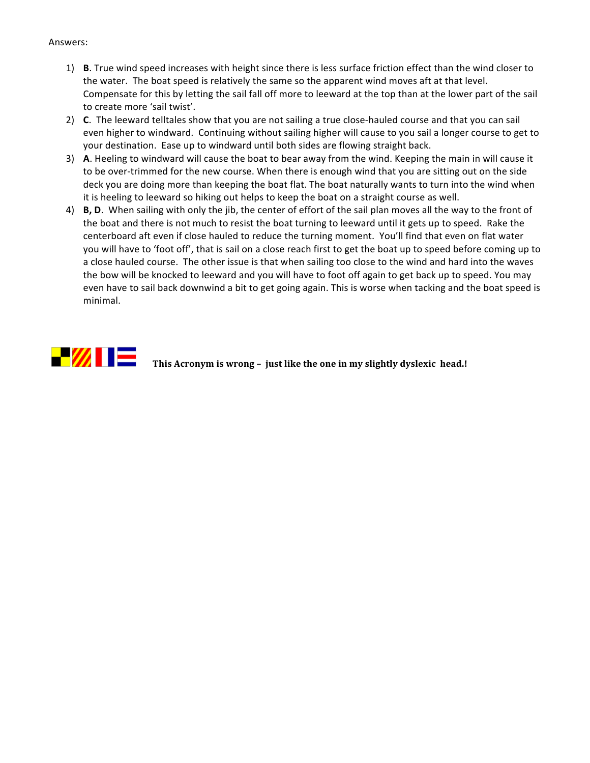Answers:

1) **B**. True wind speed increases with height since there is less surface friction effect than the wind closer to the water. The boat speed is relatively the same so the apparent wind moves aft at that level. Compensate for this by letting the sail fall off more to leeward at the top than at the lower part of the sail to create more 'sail twist'.
2) **C**. The leeward telltales show that you are not sailing a true close-hauled course and that you can sail even higher to windward. Continuing without sailing higher will cause to you sail a longer course to get to your destination. Ease up to windward until both sides are flowing straight back.
3) **A**. Heeling to windward will cause the boat to bear away from the wind. Keeping the main in will cause it to be over-trimmed for the new course. When there is enough wind that you are sitting out on the side deck you are doing more than keeping the boat flat. The boat naturally wants to turn into the wind when it is heeling to leeward so hiking out helps to keep the boat on a straight course as well.
4) **B, D**. When sailing with only the jib, the center of effort of the sail plan moves all the way to the front of the boat and there is not much to resist the boat turning to leeward until it gets up to speed. Rake the centerboard aft even if close hauled to reduce the turning moment. You'll find that even on flat water you will have to 'foot off', that is sail on a close reach first to get the boat up to speed before coming up to a close hauled course. The other issue is that when sailing too close to the wind and hard into the waves the bow will be knocked to leeward and you will have to foot off again to get back up to speed. You may even have to sail back downwind a bit to get going again. This is worse when tacking and the boat speed is minimal.

**This Acronym is wrong – just like the one in my slightly dyslexic head.!**